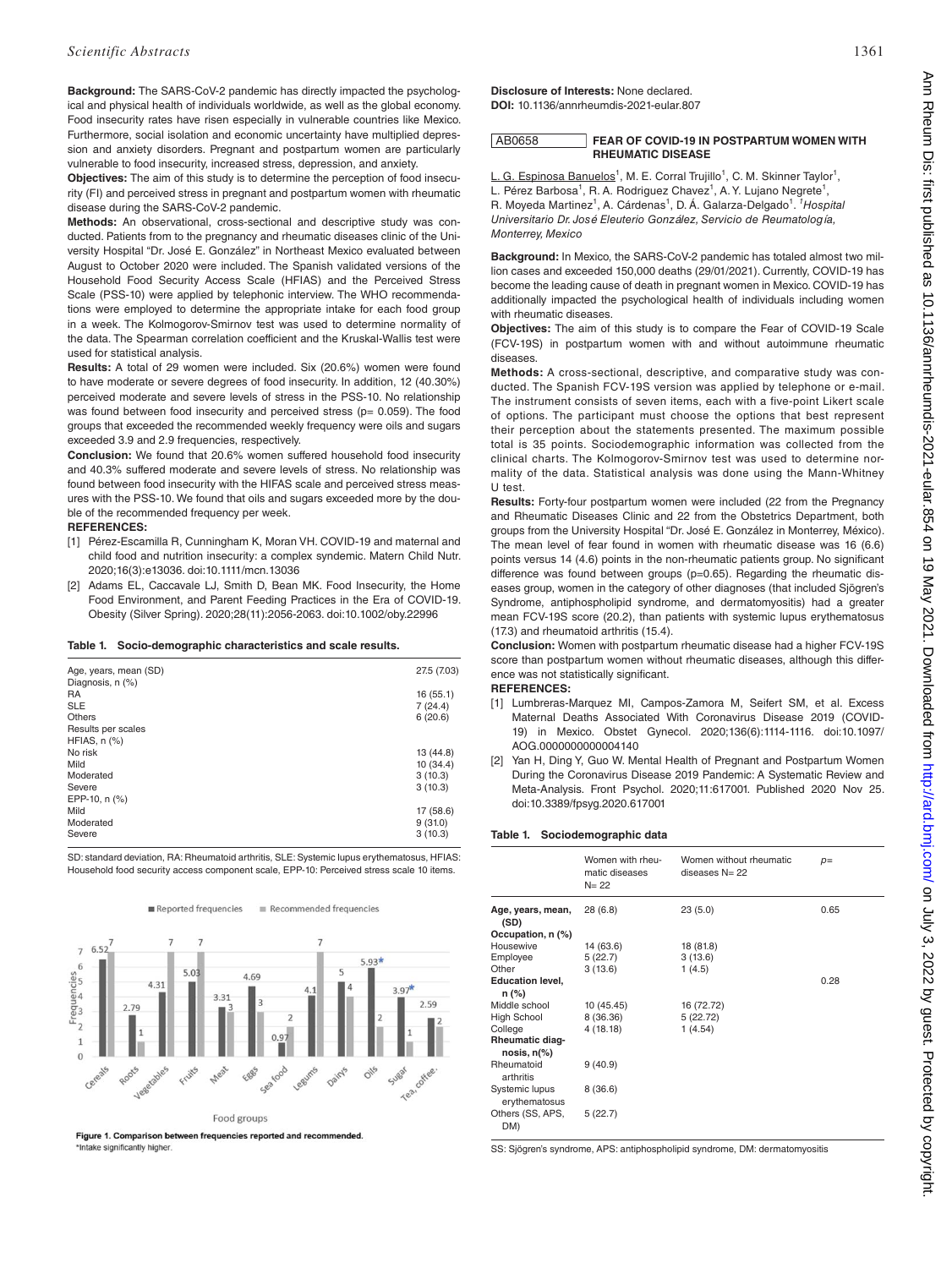**Background:** The SARS-CoV-2 pandemic has directly impacted the psychological and physical health of individuals worldwide, as well as the global economy. Food insecurity rates have risen especially in vulnerable countries like Mexico. Furthermore, social isolation and economic uncertainty have multiplied depression and anxiety disorders. Pregnant and postpartum women are particularly vulnerable to food insecurity, increased stress, depression, and anxiety.

**Objectives:** The aim of this study is to determine the perception of food insecurity (FI) and perceived stress in pregnant and postpartum women with rheumatic disease during the SARS-CoV-2 pandemic.

**Methods:** An observational, cross-sectional and descriptive study was conducted. Patients from to the pregnancy and rheumatic diseases clinic of the University Hospital "Dr. José E. González" in Northeast Mexico evaluated between August to October 2020 were included. The Spanish validated versions of the Household Food Security Access Scale (HFIAS) and the Perceived Stress Scale (PSS-10) were applied by telephonic interview. The WHO recommendations were employed to determine the appropriate intake for each food group in a week. The Kolmogorov-Smirnov test was used to determine normality of the data. The Spearman correlation coefficient and the Kruskal-Wallis test were used for statistical analysis.

**Results:** A total of 29 women were included. Six (20.6%) women were found to have moderate or severe degrees of food insecurity. In addition, 12 (40.30%) perceived moderate and severe levels of stress in the PSS-10. No relationship was found between food insecurity and perceived stress (p= 0.059). The food groups that exceeded the recommended weekly frequency were oils and sugars exceeded 3.9 and 2.9 frequencies, respectively.

**Conclusion:** We found that 20.6% women suffered household food insecurity and 40.3% suffered moderate and severe levels of stress. No relationship was found between food insecurity with the HIFAS scale and perceived stress measures with the PSS-10. We found that oils and sugars exceeded more by the double of the recommended frequency per week.

**REFERENCES:**

[1] Pérez-Escamilla R, Cunningham K, Moran VH. COVID-19 and maternal and child food and nutrition insecurity: a complex syndemic. Matern Child Nutr. 2020;16(3):e13036. doi:10.1111/mcn.13036

[2] Adams EL, Caccavale LJ, Smith D, Bean MK. Food Insecurity, the Home Food Environment, and Parent Feeding Practices in the Era of COVID-19. Obesity (Silver Spring). 2020;28(11):2056-2063. doi:10.1002/oby.22996

**Table 1. Socio-demographic characteristics and scale results.**

| | |
|---|---|
| Age, years, mean (SD) | 27.5 (7.03) |
| Diagnosis, n (%) | |
| RA | 16 (55.1) |
| SLE | 7 (24.4) |
| Others | 6 (20.6) |
| Results per scales | |
| HFIAS, n (%) | |
| No risk | 13 (44.8) |
| Mild | 10 (34.4) |
| Moderated | 3 (10.3) |
| Severe | 3 (10.3) |
| EPP-10, n (%) | |
| Mild | 17 (58.6) |
| Moderated | 9 (31.0) |
| Severe | 3 (10.3) |

SD: standard deviation, RA: Rheumatoid arthritis, SLE: Systemic lupus erythematosus, HFIAS: Household food security access component scale, EPP-10: Perceived stress scale 10 items.

**Figure 1. Comparison between frequencies reported and recommended.**
*Intake significantly higher.

**Disclosure of Interests:** None declared.
**DOI:** 10.1136/annrheumdis-2021-eular.807

## AB0658 FEAR OF COVID-19 IN POSTPARTUM WOMEN WITH RHEUMATIC DISEASE

L. G. Espinosa Banuelos[1], M. E. Corral Trujillo[1], C. M. Skinner Taylor[1], L. Pérez Barbosa[1], R. A. Rodriguez Chavez[1], A. Y. Lujano Negrete[1], R. Moyeda Martinez[1], A. Cárdenas[1], D. Á. Galarza-Delgado[1]. *[1]Hospital Universitario Dr. José Eleuterio González, Servicio de Reumatología, Monterrey, Mexico*

**Background:** In Mexico, the SARS-CoV-2 pandemic has totaled almost two million cases and exceeded 150,000 deaths (29/01/2021). Currently, COVID-19 has become the leading cause of death in pregnant women in Mexico. COVID-19 has additionally impacted the psychological health of individuals including women with rheumatic diseases.

**Objectives:** The aim of this study is to compare the Fear of COVID-19 Scale (FCV-19S) in postpartum women with and without autoimmune rheumatic diseases.

**Methods:** A cross-sectional, descriptive, and comparative study was conducted. The Spanish FCV-19S version was applied by telephone or e-mail. The instrument consists of seven items, each with a five-point Likert scale of options. The participant must choose the options that best represent their perception about the statements presented. The maximum possible total is 35 points. Sociodemographic information was collected from the clinical charts. The Kolmogorov-Smirnov test was used to determine normality of the data. Statistical analysis was done using the Mann-Whitney U test.

**Results:** Forty-four postpartum women were included (22 from the Pregnancy and Rheumatic Diseases Clinic and 22 from the Obstetrics Department, both groups from the University Hospital "Dr. José E. González in Monterrey, México). The mean level of fear found in women with rheumatic disease was 16 (6.6) points versus 14 (4.6) points in the non-rheumatic patients group. No significant difference was found between groups (p=0.65). Regarding the rheumatic diseases group, women in the category of other diagnoses (that included Sjögren's Syndrome, antiphospholipid syndrome, and dermatomyositis) had a greater mean FCV-19S score (20.2), than patients with systemic lupus erythematosus (17.3) and rheumatoid arthritis (15.4).

**Conclusion:** Women with postpartum rheumatic disease had a higher FCV-19S score than postpartum women without rheumatic diseases, although this difference was not statistically significant.

**REFERENCES:**

[1] Lumbreras-Marquez MI, Campos-Zamora M, Seifert SM, et al. Excess Maternal Deaths Associated With Coronavirus Disease 2019 (COVID-19) in Mexico. Obstet Gynecol. 2020;136(6):1114-1116. doi:10.1097/AOG.0000000000004140

[2] Yan H, Ding Y, Guo W. Mental Health of Pregnant and Postpartum Women During the Coronavirus Disease 2019 Pandemic: A Systematic Review and Meta-Analysis. Front Psychol. 2020;11:617001. Published 2020 Nov 25. doi:10.3389/fpsyg.2020.617001

**Table 1. Sociodemographic data**

| | Women with rheumatic diseases N= 22 | Women without rheumatic diseases N= 22 | p= |
|---|---|---|---|
| **Age, years, mean, (SD)** | 28 (6.8) | 23 (5.0) | 0.65 |
| **Occupation, n (%)** | | | |
| Housewive | 14 (63.6) | 18 (81.8) | |
| Employee | 5 (22.7) | 3 (13.6) | |
| Other | 3 (13.6) | 1 (4.5) | |
| **Education level, n (%)** | | | 0.28 |
| Middle school | 10 (45.45) | 16 (72.72) | |
| High School | 8 (36.36) | 5 (22.72) | |
| College | 4 (18.18) | 1 (4.54) | |
| **Rheumatic diagnosis, n(%)** | | | |
| Rheumatoid arthritis | 9 (40.9) | | |
| Systemic lupus erythematosus | 8 (36.6) | | |
| Others (SS, APS, DM) | 5 (22.7) | | |

SS: Sjögren's syndrome, APS: antiphospholipid syndrome, DM: dermatomyositis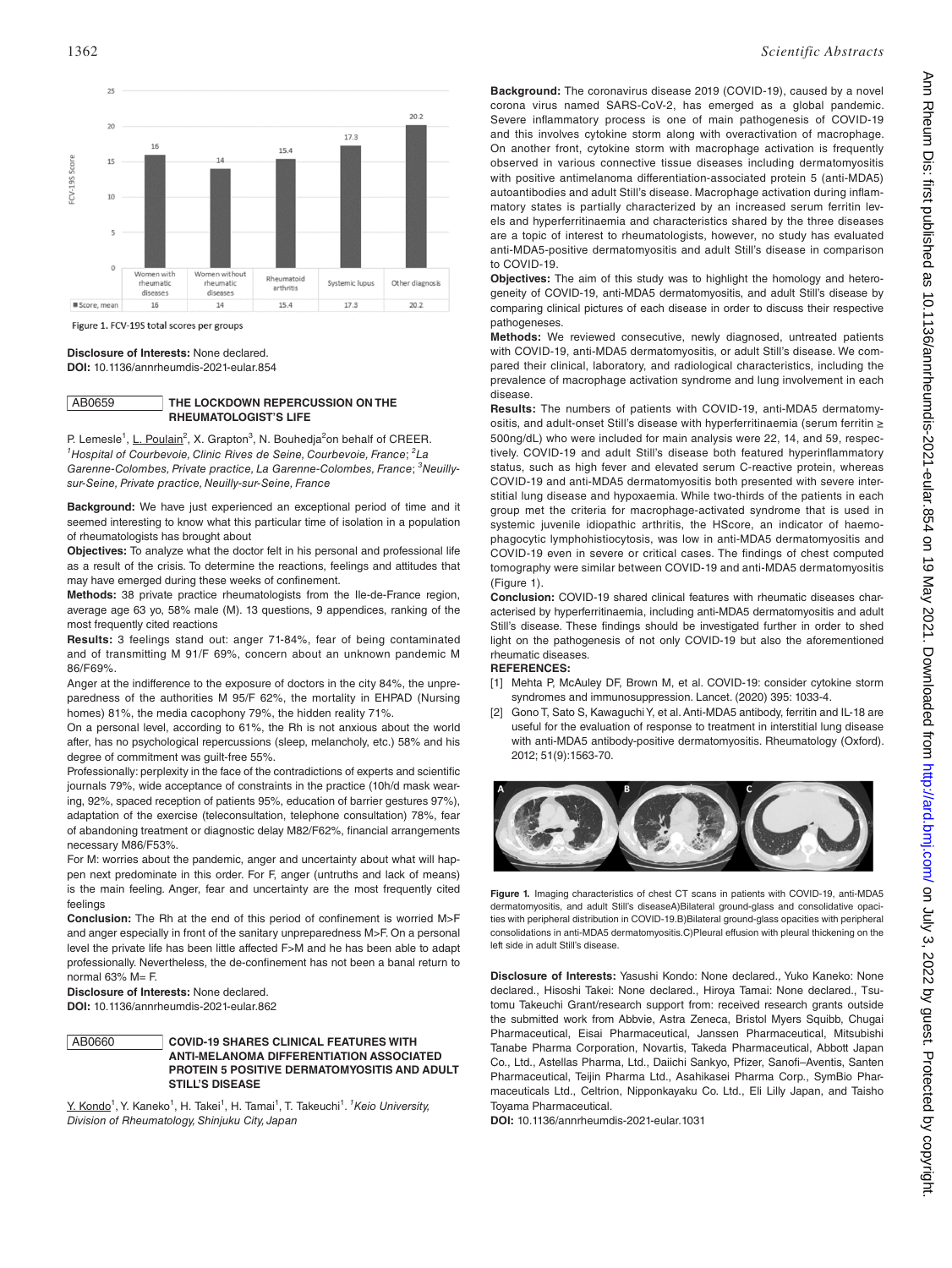25

20

15

10

5

0

FCV-19S Score

16 | 14 | 15.4 | 17.3 | 20.2

Women with rheumatic diseases | Women without rheumatic diseases | Rheumatoid arthritis | Systemic lupus | Other diagnosis

■ Score, mean 16 14 15.4 17.3 20.2

Figure 1. FCV-19S total scores per groups

**Disclosure of Interests:** None declared.
**DOI:** 10.1136/annrheumdis-2021-eular.854

## AB0659 THE LOCKDOWN REPERCUSSION ON THE RHEUMATOLOGIST'S LIFE

P. Lemesle[1], L. Poulain[2], X. Grapton[3], N. Bouhedja[2]on behalf of CREER. [1]*Hospital of Courbevoie, Clinic Rives de Seine, Courbevoie, France*; [2]*La Garenne-Colombes, Private practice, La Garenne-Colombes, France*; [3]*Neuilly-sur-Seine, Private practice, Neuilly-sur-Seine, France*

**Background:** We have just experienced an exceptional period of time and it seemed interesting to know what this particular time of isolation in a population of rheumatologists has brought about

**Objectives:** To analyze what the doctor felt in his personal and professional life as a result of the crisis. To determine the reactions, feelings and attitudes that may have emerged during these weeks of confinement.

**Methods:** 38 private practice rheumatologists from the Ile-de-France region, average age 63 yo, 58% male (M). 13 questions, 9 appendices, ranking of the most frequently cited reactions

**Results:** 3 feelings stand out: anger 71-84%, fear of being contaminated and of transmitting M 91/F 69%, concern about an unknown pandemic M 86/F69%.

Anger at the indifference to the exposure of doctors in the city 84%, the unpreparedness of the authorities M 95/F 62%, the mortality in EHPAD (Nursing homes) 81%, the media cacophony 79%, the hidden reality 71%.

On a personal level, according to 61%, the Rh is not anxious about the world after, has no psychological repercussions (sleep, melancholy, etc.) 58% and his degree of commitment was guilt-free 55%.

Professionally: perplexity in the face of the contradictions of experts and scientific journals 79%, wide acceptance of constraints in the practice (10h/d mask wearing, 92%, spaced reception of patients 95%, education of barrier gestures 97%), adaptation of the exercise (teleconsultation, telephone consultation) 78%, fear of abandoning treatment or diagnostic delay M82/F62%, financial arrangements necessary M86/F53%.

For M: worries about the pandemic, anger and uncertainty about what will happen next predominate in this order. For F, anger (untruths and lack of means) is the main feeling. Anger, fear and uncertainty are the most frequently cited feelings

**Conclusion:** The Rh at the end of this period of confinement is worried M>F and anger especially in front of the sanitary unpreparedness M>F. On a personal level the private life has been little affected F>M and he has been able to adapt professionally. Nevertheless, the de-confinement has not been a banal return to normal 63% M= F.

**Disclosure of Interests:** None declared.
**DOI:** 10.1136/annrheumdis-2021-eular.862

## AB0660 COVID-19 SHARES CLINICAL FEATURES WITH ANTI-MELANOMA DIFFERENTIATION ASSOCIATED PROTEIN 5 POSITIVE DERMATOMYOSITIS AND ADULT STILL'S DISEASE

Y. Kondo[1], Y. Kaneko[1], H. Takei[1], H. Tamai[1], T. Takeuchi[1]. [1]*Keio University, Division of Rheumatology, Shinjuku City, Japan*

**Background:** The coronavirus disease 2019 (COVID-19), caused by a novel corona virus named SARS-CoV-2, has emerged as a global pandemic. Severe inflammatory process is one of main pathogenesis of COVID-19 and this involves cytokine storm along with overactivation of macrophage. On another front, cytokine storm with macrophage activation is frequently observed in various connective tissue diseases including dermatomyositis with positive antimelanoma differentiation-associated protein 5 (anti-MDA5) autoantibodies and adult Still's disease. Macrophage activation during inflammatory states is partially characterized by an increased serum ferritin levels and hyperferritinaemia and characteristics shared by the three diseases are a topic of interest to rheumatologists, however, no study has evaluated anti-MDA5-positive dermatomyositis and adult Still's disease in comparison to COVID-19.

**Objectives:** The aim of this study was to highlight the homology and heterogeneity of COVID-19, anti-MDA5 dermatomyositis, and adult Still's disease by comparing clinical pictures of each disease in order to discuss their respective pathogeneses.

**Methods:** We reviewed consecutive, newly diagnosed, untreated patients with COVID-19, anti-MDA5 dermatomyositis, or adult Still's disease. We compared their clinical, laboratory, and radiological characteristics, including the prevalence of macrophage activation syndrome and lung involvement in each disease.

**Results:** The numbers of patients with COVID-19, anti-MDA5 dermatomyositis, and adult-onset Still's disease with hyperferritinaemia (serum ferritin ≥ 500ng/dL) who were included for main analysis were 22, 14, and 59, respectively. COVID-19 and adult Still's disease both featured hyperinflammatory status, such as high fever and elevated serum C-reactive protein, whereas COVID-19 and anti-MDA5 dermatomyositis both presented with severe interstitial lung disease and hypoxaemia. While two-thirds of the patients in each group met the criteria for macrophage-activated syndrome that is used in systemic juvenile idiopathic arthritis, the HScore, an indicator of haemophagocytic lymphohistiocytosis, was low in anti-MDA5 dermatomyositis and COVID-19 even in severe or critical cases. The findings of chest computed tomography were similar between COVID-19 and anti-MDA5 dermatomyositis (Figure 1).

**Conclusion:** COVID-19 shared clinical features with rheumatic diseases characterised by hyperferritinaemia, including anti-MDA5 dermatomyositis and adult Still's disease. These findings should be investigated further in order to shed light on the pathogenesis of not only COVID-19 but also the aforementioned rheumatic diseases.

**REFERENCES:**

[1] Mehta P, McAuley DF, Brown M, et al. COVID-19: consider cytokine storm syndromes and immunosuppression. Lancet. (2020) 395: 1033-4.

[2] Gono T, Sato S, Kawaguchi Y, et al. Anti-MDA5 antibody, ferritin and IL-18 are useful for the evaluation of response to treatment in interstitial lung disease with anti-MDA5 antibody-positive dermatomyositis. Rheumatology (Oxford). 2012; 51(9):1563-70.

**Figure 1.** Imaging characteristics of chest CT scans in patients with COVID-19, anti-MDA5 dermatomyositis, and adult Still's diseaseA)Bilateral ground-glass and consolidative opacities with peripheral distribution in COVID-19.B)Bilateral ground-glass opacities with peripheral consolidations in anti-MDA5 dermatomyositis.C)Pleural effusion with pleural thickening on the left side in adult Still's disease.

**Disclosure of Interests:** Yasushi Kondo: None declared., Yuko Kaneko: None declared., Hisoshi Takei: None declared., Hiroya Tamai: None declared., Tsutomu Takeuchi Grant/research support from: received research grants outside the submitted work from Abbvie, Astra Zeneca, Bristol Myers Squibb, Chugai Pharmaceutical, Eisai Pharmaceutical, Janssen Pharmaceutical, Mitsubishi Tanabe Pharma Corporation, Novartis, Takeda Pharmaceutical, Abbott Japan Co., Ltd., Astellas Pharma, Ltd., Daiichi Sankyo, Pfizer, Sanofi–Aventis, Santen Pharmaceutical, Teijin Pharma Ltd., Asahikasei Pharma Corp., SymBio Pharmaceuticals Ltd., Celtrion, Nipponkayaku Co. Ltd., Eli Lilly Japan, and Taisho Toyama Pharmaceutical.

**DOI:** 10.1136/annrheumdis-2021-eular.1031